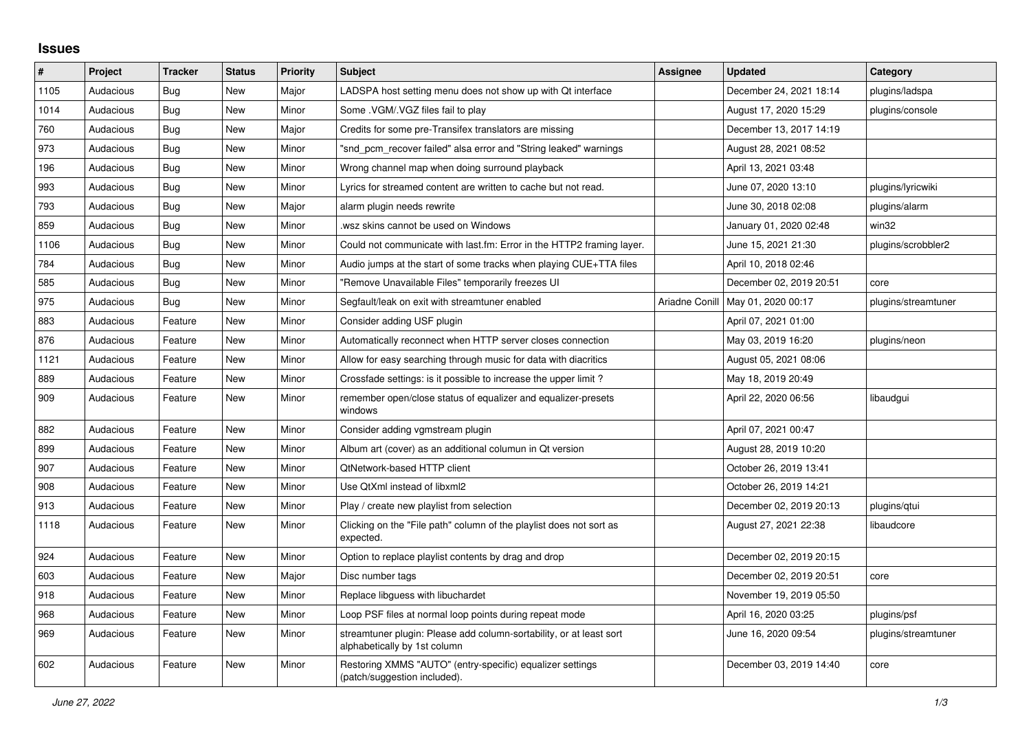## Issues

| # | Project | Tracker | Status | Priority | Subject | Assignee | Updated | Category |
|---|---|---|---|---|---|---|---|---|
| 1105 | Audacious | Bug | New | Major | LADSPA host setting menu does not show up with Qt interface | | December 24, 2021 18:14 | plugins/ladspa |
| 1014 | Audacious | Bug | New | Minor | Some .VGM/.VGZ files fail to play | | August 17, 2020 15:29 | plugins/console |
| 760 | Audacious | Bug | New | Major | Credits for some pre-Transifex translators are missing | | December 13, 2017 14:19 | |
| 973 | Audacious | Bug | New | Minor | "snd_pcm_recover failed" alsa error and "String leaked" warnings | | August 28, 2021 08:52 | |
| 196 | Audacious | Bug | New | Minor | Wrong channel map when doing surround playback | | April 13, 2021 03:48 | |
| 993 | Audacious | Bug | New | Minor | Lyrics for streamed content are written to cache but not read. | | June 07, 2020 13:10 | plugins/lyricwiki |
| 793 | Audacious | Bug | New | Major | alarm plugin needs rewrite | | June 30, 2018 02:08 | plugins/alarm |
| 859 | Audacious | Bug | New | Minor | .wsz skins cannot be used on Windows | | January 01, 2020 02:48 | win32 |
| 1106 | Audacious | Bug | New | Minor | Could not communicate with last.fm: Error in the HTTP2 framing layer. | | June 15, 2021 21:30 | plugins/scrobbler2 |
| 784 | Audacious | Bug | New | Minor | Audio jumps at the start of some tracks when playing CUE+TTA files | | April 10, 2018 02:46 | |
| 585 | Audacious | Bug | New | Minor | "Remove Unavailable Files" temporarily freezes UI | | December 02, 2019 20:51 | core |
| 975 | Audacious | Bug | New | Minor | Segfault/leak on exit with streamtuner enabled | Ariadne Conill | May 01, 2020 00:17 | plugins/streamtuner |
| 883 | Audacious | Feature | New | Minor | Consider adding USF plugin | | April 07, 2021 01:00 | |
| 876 | Audacious | Feature | New | Minor | Automatically reconnect when HTTP server closes connection | | May 03, 2019 16:20 | plugins/neon |
| 1121 | Audacious | Feature | New | Minor | Allow for easy searching through music for data with diacritics | | August 05, 2021 08:06 | |
| 889 | Audacious | Feature | New | Minor | Crossfade settings: is it possible to increase the upper limit ? | | May 18, 2019 20:49 | |
| 909 | Audacious | Feature | New | Minor | remember open/close status of equalizer and equalizer-presets windows | | April 22, 2020 06:56 | libaudgui |
| 882 | Audacious | Feature | New | Minor | Consider adding vgmstream plugin | | April 07, 2021 00:47 | |
| 899 | Audacious | Feature | New | Minor | Album art (cover) as an additional columun in Qt version | | August 28, 2019 10:20 | |
| 907 | Audacious | Feature | New | Minor | QtNetwork-based HTTP client | | October 26, 2019 13:41 | |
| 908 | Audacious | Feature | New | Minor | Use QtXml instead of libxml2 | | October 26, 2019 14:21 | |
| 913 | Audacious | Feature | New | Minor | Play / create new playlist from selection | | December 02, 2019 20:13 | plugins/qtui |
| 1118 | Audacious | Feature | New | Minor | Clicking on the "File path" column of the playlist does not sort as expected. | | August 27, 2021 22:38 | libaudcore |
| 924 | Audacious | Feature | New | Minor | Option to replace playlist contents by drag and drop | | December 02, 2019 20:15 | |
| 603 | Audacious | Feature | New | Major | Disc number tags | | December 02, 2019 20:51 | core |
| 918 | Audacious | Feature | New | Minor | Replace libguess with libuchardet | | November 19, 2019 05:50 | |
| 968 | Audacious | Feature | New | Minor | Loop PSF files at normal loop points during repeat mode | | April 16, 2020 03:25 | plugins/psf |
| 969 | Audacious | Feature | New | Minor | streamtuner plugin: Please add column-sortability, or at least sort alphabetically by 1st column | | June 16, 2020 09:54 | plugins/streamtuner |
| 602 | Audacious | Feature | New | Minor | Restoring XMMS "AUTO" (entry-specific) equalizer settings (patch/suggestion included). | | December 03, 2019 14:40 | core |

*June 27, 2022*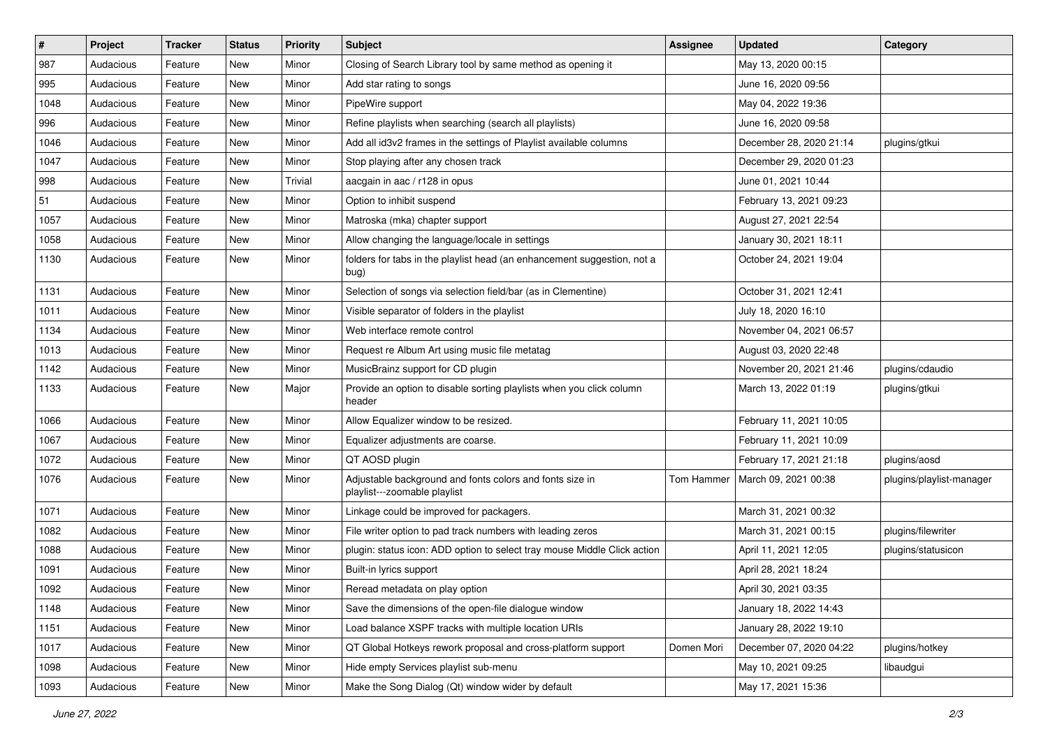| # | Project | Tracker | Status | Priority | Subject | Assignee | Updated | Category |
|---|---|---|---|---|---|---|---|---|
| 987 | Audacious | Feature | New | Minor | Closing of Search Library tool by same method as opening it | | May 13, 2020 00:15 | |
| 995 | Audacious | Feature | New | Minor | Add star rating to songs | | June 16, 2020 09:56 | |
| 1048 | Audacious | Feature | New | Minor | PipeWire support | | May 04, 2022 19:36 | |
| 996 | Audacious | Feature | New | Minor | Refine playlists when searching (search all playlists) | | June 16, 2020 09:58 | |
| 1046 | Audacious | Feature | New | Minor | Add all id3v2 frames in the settings of Playlist available columns | | December 28, 2020 21:14 | plugins/gtkui |
| 1047 | Audacious | Feature | New | Minor | Stop playing after any chosen track | | December 29, 2020 01:23 | |
| 998 | Audacious | Feature | New | Trivial | aacgain in aac / r128 in opus | | June 01, 2021 10:44 | |
| 51 | Audacious | Feature | New | Minor | Option to inhibit suspend | | February 13, 2021 09:23 | |
| 1057 | Audacious | Feature | New | Minor | Matroska (mka) chapter support | | August 27, 2021 22:54 | |
| 1058 | Audacious | Feature | New | Minor | Allow changing the language/locale in settings | | January 30, 2021 18:11 | |
| 1130 | Audacious | Feature | New | Minor | folders for tabs in the playlist head (an enhancement suggestion, not a bug) | | October 24, 2021 19:04 | |
| 1131 | Audacious | Feature | New | Minor | Selection of songs via selection field/bar (as in Clementine) | | October 31, 2021 12:41 | |
| 1011 | Audacious | Feature | New | Minor | Visible separator of folders in the playlist | | July 18, 2020 16:10 | |
| 1134 | Audacious | Feature | New | Minor | Web interface remote control | | November 04, 2021 06:57 | |
| 1013 | Audacious | Feature | New | Minor | Request re Album Art using music file metatag | | August 03, 2020 22:48 | |
| 1142 | Audacious | Feature | New | Minor | MusicBrainz support for CD plugin | | November 20, 2021 21:46 | plugins/cdaudio |
| 1133 | Audacious | Feature | New | Major | Provide an option to disable sorting playlists when you click column header | | March 13, 2022 01:19 | plugins/gtkui |
| 1066 | Audacious | Feature | New | Minor | Allow Equalizer window to be resized. | | February 11, 2021 10:05 | |
| 1067 | Audacious | Feature | New | Minor | Equalizer adjustments are coarse. | | February 11, 2021 10:09 | |
| 1072 | Audacious | Feature | New | Minor | QT AOSD plugin | | February 17, 2021 21:18 | plugins/aosd |
| 1076 | Audacious | Feature | New | Minor | Adjustable background and fonts colors and fonts size in playlist---zoomable playlist | Tom Hammer | March 09, 2021 00:38 | plugins/playlist-manager |
| 1071 | Audacious | Feature | New | Minor | Linkage could be improved for packagers. | | March 31, 2021 00:32 | |
| 1082 | Audacious | Feature | New | Minor | File writer option to pad track numbers with leading zeros | | March 31, 2021 00:15 | plugins/filewriter |
| 1088 | Audacious | Feature | New | Minor | plugin: status icon: ADD option to select tray mouse Middle Click action | | April 11, 2021 12:05 | plugins/statusicon |
| 1091 | Audacious | Feature | New | Minor | Built-in lyrics support | | April 28, 2021 18:24 | |
| 1092 | Audacious | Feature | New | Minor | Reread metadata on play option | | April 30, 2021 03:35 | |
| 1148 | Audacious | Feature | New | Minor | Save the dimensions of the open-file dialogue window | | January 18, 2022 14:43 | |
| 1151 | Audacious | Feature | New | Minor | Load balance XSPF tracks with multiple location URIs | | January 28, 2022 19:10 | |
| 1017 | Audacious | Feature | New | Minor | QT Global Hotkeys rework proposal and cross-platform support | Domen Mori | December 07, 2020 04:22 | plugins/hotkey |
| 1098 | Audacious | Feature | New | Minor | Hide empty Services playlist sub-menu | | May 10, 2021 09:25 | libaudgui |
| 1093 | Audacious | Feature | New | Minor | Make the Song Dialog (Qt) window wider by default | | May 17, 2021 15:36 | |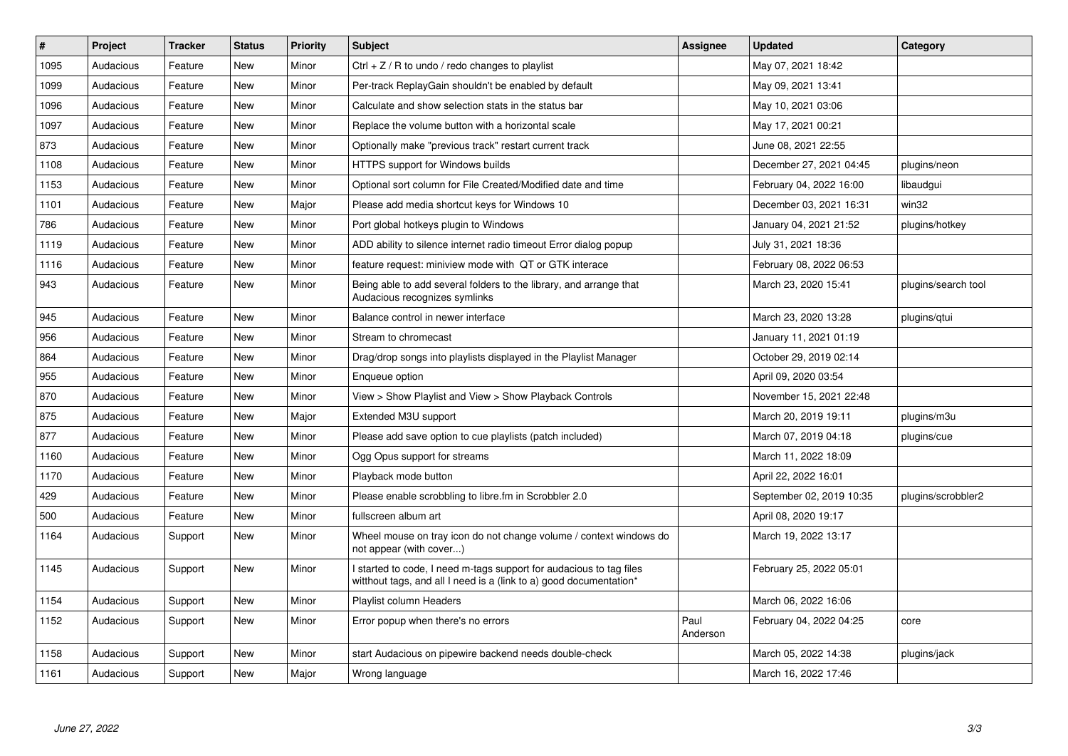| # | Project | Tracker | Status | Priority | Subject | Assignee | Updated | Category |
|---|---|---|---|---|---|---|---|---|
| 1095 | Audacious | Feature | New | Minor | Ctrl + Z / R to undo / redo changes to playlist | | May 07, 2021 18:42 | |
| 1099 | Audacious | Feature | New | Minor | Per-track ReplayGain shouldn't be enabled by default | | May 09, 2021 13:41 | |
| 1096 | Audacious | Feature | New | Minor | Calculate and show selection stats in the status bar | | May 10, 2021 03:06 | |
| 1097 | Audacious | Feature | New | Minor | Replace the volume button with a horizontal scale | | May 17, 2021 00:21 | |
| 873 | Audacious | Feature | New | Minor | Optionally make "previous track" restart current track | | June 08, 2021 22:55 | |
| 1108 | Audacious | Feature | New | Minor | HTTPS support for Windows builds | | December 27, 2021 04:45 | plugins/neon |
| 1153 | Audacious | Feature | New | Minor | Optional sort column for File Created/Modified date and time | | February 04, 2022 16:00 | libaudgui |
| 1101 | Audacious | Feature | New | Major | Please add media shortcut keys for Windows 10 | | December 03, 2021 16:31 | win32 |
| 786 | Audacious | Feature | New | Minor | Port global hotkeys plugin to Windows | | January 04, 2021 21:52 | plugins/hotkey |
| 1119 | Audacious | Feature | New | Minor | ADD ability to silence internet radio timeout Error dialog popup | | July 31, 2021 18:36 | |
| 1116 | Audacious | Feature | New | Minor | feature request: miniview mode with QT or GTK interace | | February 08, 2022 06:53 | |
| 943 | Audacious | Feature | New | Minor | Being able to add several folders to the library, and arrange that Audacious recognizes symlinks | | March 23, 2020 15:41 | plugins/search tool |
| 945 | Audacious | Feature | New | Minor | Balance control in newer interface | | March 23, 2020 13:28 | plugins/qtui |
| 956 | Audacious | Feature | New | Minor | Stream to chromecast | | January 11, 2021 01:19 | |
| 864 | Audacious | Feature | New | Minor | Drag/drop songs into playlists displayed in the Playlist Manager | | October 29, 2019 02:14 | |
| 955 | Audacious | Feature | New | Minor | Enqueue option | | April 09, 2020 03:54 | |
| 870 | Audacious | Feature | New | Minor | View > Show Playlist and View > Show Playback Controls | | November 15, 2021 22:48 | |
| 875 | Audacious | Feature | New | Major | Extended M3U support | | March 20, 2019 19:11 | plugins/m3u |
| 877 | Audacious | Feature | New | Minor | Please add save option to cue playlists (patch included) | | March 07, 2019 04:18 | plugins/cue |
| 1160 | Audacious | Feature | New | Minor | Ogg Opus support for streams | | March 11, 2022 18:09 | |
| 1170 | Audacious | Feature | New | Minor | Playback mode button | | April 22, 2022 16:01 | |
| 429 | Audacious | Feature | New | Minor | Please enable scrobbling to libre.fm in Scrobbler 2.0 | | September 02, 2019 10:35 | plugins/scrobbler2 |
| 500 | Audacious | Feature | New | Minor | fullscreen album art | | April 08, 2020 19:17 | |
| 1164 | Audacious | Support | New | Minor | Wheel mouse on tray icon do not change volume / context windows do not appear (with cover...) | | March 19, 2022 13:17 | |
| 1145 | Audacious | Support | New | Minor | I started to code, I need m-tags support for audacious to tag files witthout tags, and all I need is a (link to a) good documentation* | | February 25, 2022 05:01 | |
| 1154 | Audacious | Support | New | Minor | Playlist column Headers | | March 06, 2022 16:06 | |
| 1152 | Audacious | Support | New | Minor | Error popup when there's no errors | Paul Anderson | February 04, 2022 04:25 | core |
| 1158 | Audacious | Support | New | Minor | start Audacious on pipewire backend needs double-check | | March 05, 2022 14:38 | plugins/jack |
| 1161 | Audacious | Support | New | Major | Wrong language | | March 16, 2022 17:46 | |

*June 27, 2022*